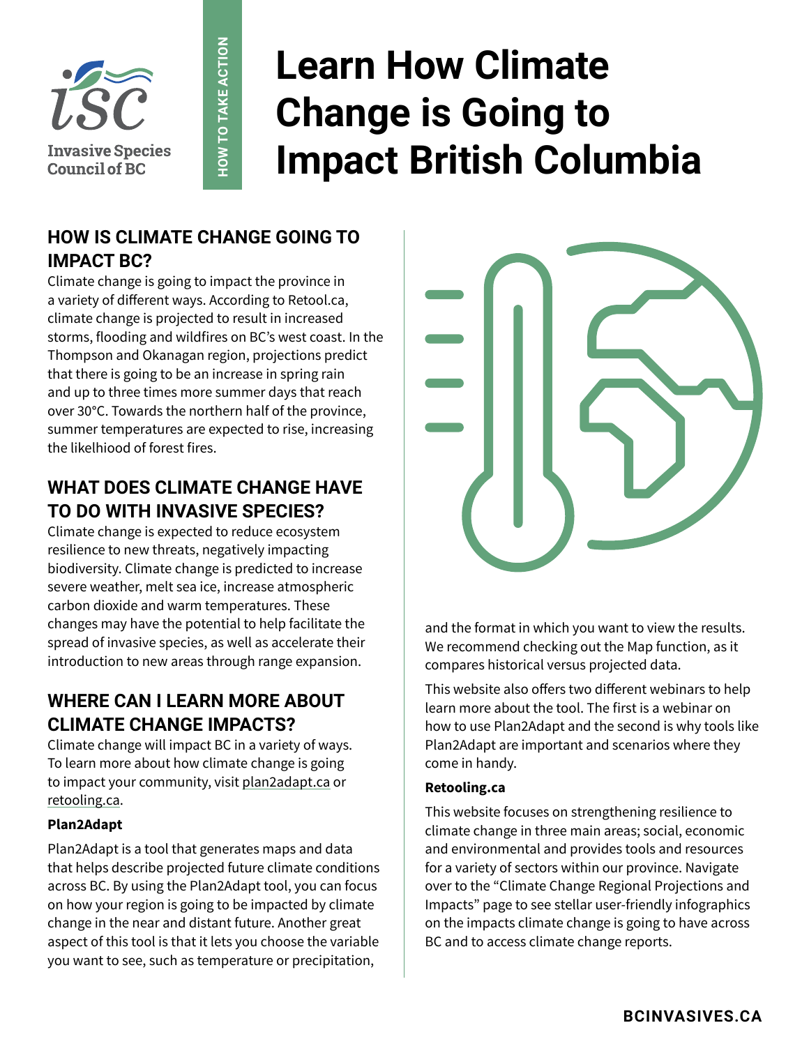Invasive Species Council of BC

HOW TO TAKE ACTION

# Learn How Climate Change is Going to Impact British Columbia

## HOW IS CLIMATE CHANGE GOING TO IMPACT BC?

Climate change is going to impact the province in a variety of different ways. According to Retool.ca, climate change is projected to result in increased storms, flooding and wildfires on BC's west coast. In the Thompson and Okanagan region, projections predict that there is going to be an increase in spring rain and up to three times more summer days that reach over 30°C. Towards the northern half of the province, summer temperatures are expected to rise, increasing the likelhiood of forest fires.

## WHAT DOES CLIMATE CHANGE HAVE TO DO WITH INVASIVE SPECIES?

Climate change is expected to reduce ecosystem resilience to new threats, negatively impacting biodiversity. Climate change is predicted to increase severe weather, melt sea ice, increase atmospheric carbon dioxide and warm temperatures. These changes may have the potential to help facilitate the spread of invasive species, as well as accelerate their introduction to new areas through range expansion.

## WHERE CAN I LEARN MORE ABOUT CLIMATE CHANGE IMPACTS?

Climate change will impact BC in a variety of ways. To learn more about how climate change is going to impact your community, visit plan2adapt.ca or retooling.ca.

**Plan2Adapt**

Plan2Adapt is a tool that generates maps and data that helps describe projected future climate conditions across BC. By using the Plan2Adapt tool, you can focus on how your region is going to be impacted by climate change in the near and distant future. Another great aspect of this tool is that it lets you choose the variable you want to see, such as temperature or precipitation, and the format in which you want to view the results. We recommend checking out the Map function, as it compares historical versus projected data.

This website also offers two different webinars to help learn more about the tool. The first is a webinar on how to use Plan2Adapt and the second is why tools like Plan2Adapt are important and scenarios where they come in handy.

**Retooling.ca**

This website focuses on strengthening resilience to climate change in three main areas; social, economic and environmental and provides tools and resources for a variety of sectors within our province. Navigate over to the "Climate Change Regional Projections and Impacts" page to see stellar user-friendly infographics on the impacts climate change is going to have across BC and to access climate change reports.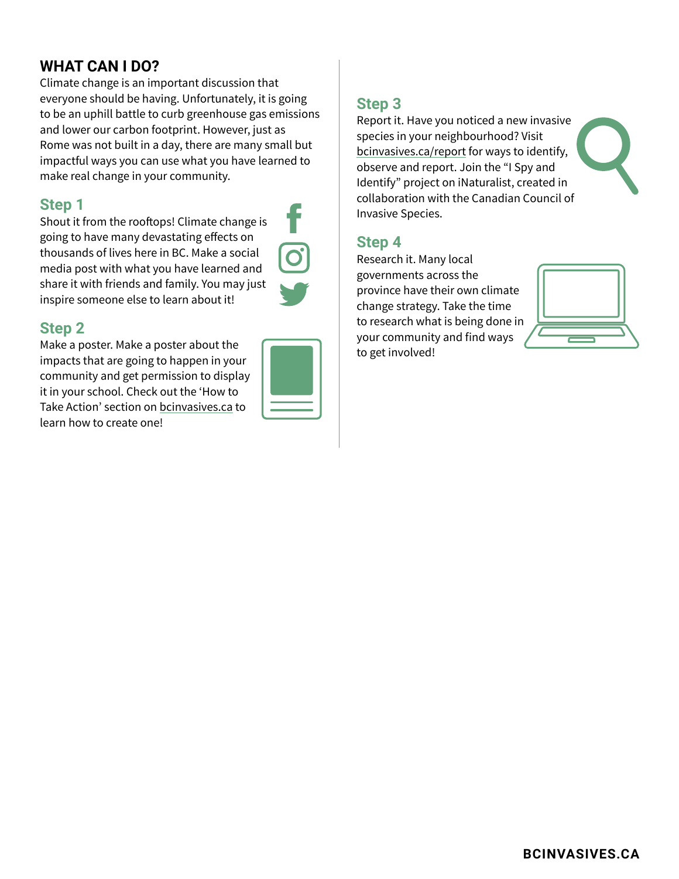## WHAT CAN I DO?

Climate change is an important discussion that everyone should be having. Unfortunately, it is going to be an uphill battle to curb greenhouse gas emissions and lower our carbon footprint. However, just as Rome was not built in a day, there are many small but impactful ways you can use what you have learned to make real change in your community.

### Step 1

Shout it from the rooftops! Climate change is going to have many devastating effects on thousands of lives here in BC. Make a social media post with what you have learned and share it with friends and family. You may just inspire someone else to learn about it!

### Step 2

Make a poster. Make a poster about the impacts that are going to happen in your community and get permission to display it in your school. Check out the 'How to Take Action' section on bcinvasives.ca to learn how to create one!

### Step 3

Report it. Have you noticed a new invasive species in your neighbourhood? Visit bcinvasives.ca/report for ways to identify, observe and report. Join the "I Spy and Identify" project on iNaturalist, created in collaboration with the Canadian Council of Invasive Species.

### Step 4

Research it. Many local governments across the province have their own climate change strategy. Take the time to research what is being done in your community and find ways to get involved!